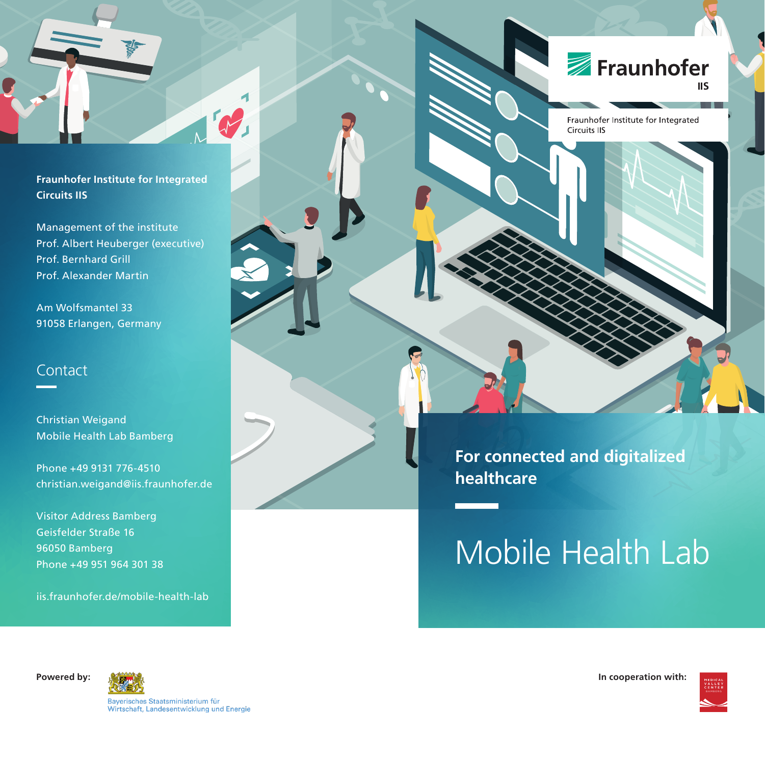Fraunhofer IIS

Fraunhofer Institute for Integrated Circuits IIS

For connected and digitalized healthcare

# Mobile Health Lab

**Fraunhofer Institute for Integrated Circuits IIS**

Management of the institute
Prof. Albert Heuberger (executive)
Prof. Bernhard Grill
Prof. Alexander Martin

Am Wolfsmantel 33
91058 Erlangen, Germany

## Contact

Christian Weigand
Mobile Health Lab Bamberg

Phone +49 9131 776-4510
christian.weigand@iis.fraunhofer.de

Visitor Address Bamberg
Geisfelder Straße 16
96050 Bamberg
Phone +49 951 964 301 38

iis.fraunhofer.de/mobile-health-lab

**Powered by:** Bayerisches Staatsministerium für Wirtschaft, Landesentwicklung und Energie

**In cooperation with:** Medical Valley Center Bamberg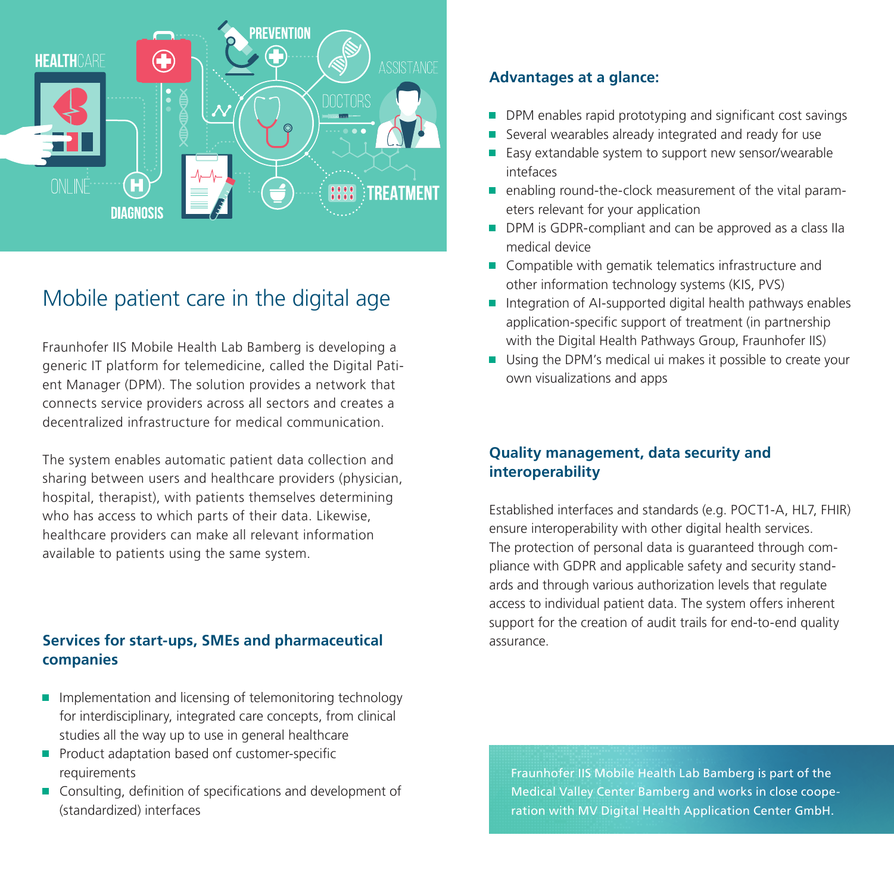# Mobile patient care in the digital age

Fraunhofer IIS Mobile Health Lab Bamberg is developing a generic IT platform for telemedicine, called the Digital Patient Manager (DPM). The solution provides a network that connects service providers across all sectors and creates a decentralized infrastructure for medical communication.

The system enables automatic patient data collection and sharing between users and healthcare providers (physician, hospital, therapist), with patients themselves determining who has access to which parts of their data. Likewise, healthcare providers can make all relevant information available to patients using the same system.

## Services for start-ups, SMEs and pharmaceutical companies

- Implementation and licensing of telemonitoring technology for interdisciplinary, integrated care concepts, from clinical studies all the way up to use in general healthcare
- Product adaptation based onf customer-specific requirements
- Consulting, definition of specifications and development of (standardized) interfaces

## Advantages at a glance:

- DPM enables rapid prototyping and significant cost savings
- Several wearables already integrated and ready for use
- Easy extandable system to support new sensor/wearable intefaces
- enabling round-the-clock measurement of the vital parameters relevant for your application
- DPM is GDPR-compliant and can be approved as a class IIa medical device
- Compatible with gematik telematics infrastructure and other information technology systems (KIS, PVS)
- Integration of AI-supported digital health pathways enables application-specific support of treatment (in partnership with the Digital Health Pathways Group, Fraunhofer IIS)
- Using the DPM's medical ui makes it possible to create your own visualizations and apps

## Quality management, data security and interoperability

Established interfaces and standards (e.g. POCT1-A, HL7, FHIR) ensure interoperability with other digital health services. The protection of personal data is guaranteed through compliance with GDPR and applicable safety and security standards and through various authorization levels that regulate access to individual patient data. The system offers inherent support for the creation of audit trails for end-to-end quality assurance.

Fraunhofer IIS Mobile Health Lab Bamberg is part of the Medical Valley Center Bamberg and works in close cooperation with MV Digital Health Application Center GmbH.